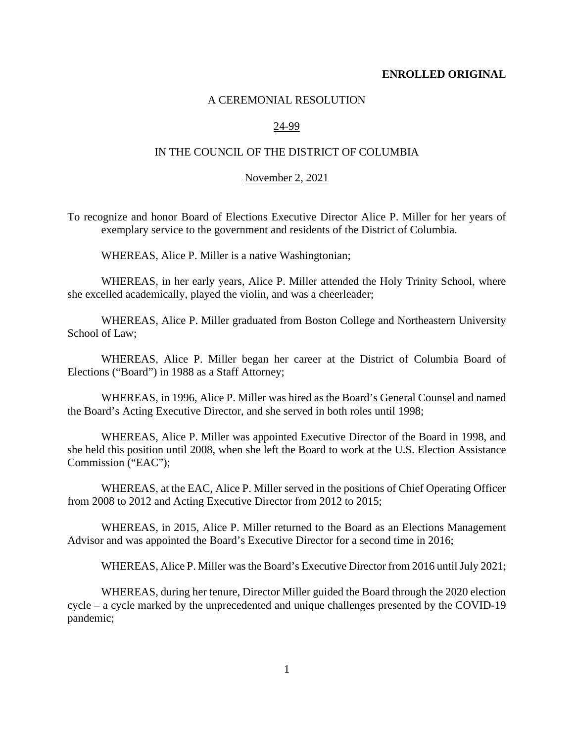**ENROLLED ORIGINAL**

A CEREMONIAL RESOLUTION

24-99

IN THE COUNCIL OF THE DISTRICT OF COLUMBIA

November 2, 2021

To recognize and honor Board of Elections Executive Director Alice P. Miller for her years of exemplary service to the government and residents of the District of Columbia.

WHEREAS, Alice P. Miller is a native Washingtonian;

WHEREAS, in her early years, Alice P. Miller attended the Holy Trinity School, where she excelled academically, played the violin, and was a cheerleader;

WHEREAS, Alice P. Miller graduated from Boston College and Northeastern University School of Law;

WHEREAS, Alice P. Miller began her career at the District of Columbia Board of Elections ("Board") in 1988 as a Staff Attorney;

WHEREAS, in 1996, Alice P. Miller was hired as the Board's General Counsel and named the Board's Acting Executive Director, and she served in both roles until 1998;

WHEREAS, Alice P. Miller was appointed Executive Director of the Board in 1998, and she held this position until 2008, when she left the Board to work at the U.S. Election Assistance Commission ("EAC");

WHEREAS, at the EAC, Alice P. Miller served in the positions of Chief Operating Officer from 2008 to 2012 and Acting Executive Director from 2012 to 2015;

WHEREAS, in 2015, Alice P. Miller returned to the Board as an Elections Management Advisor and was appointed the Board's Executive Director for a second time in 2016;

WHEREAS, Alice P. Miller was the Board's Executive Director from 2016 until July 2021;

WHEREAS, during her tenure, Director Miller guided the Board through the 2020 election cycle – a cycle marked by the unprecedented and unique challenges presented by the COVID-19 pandemic;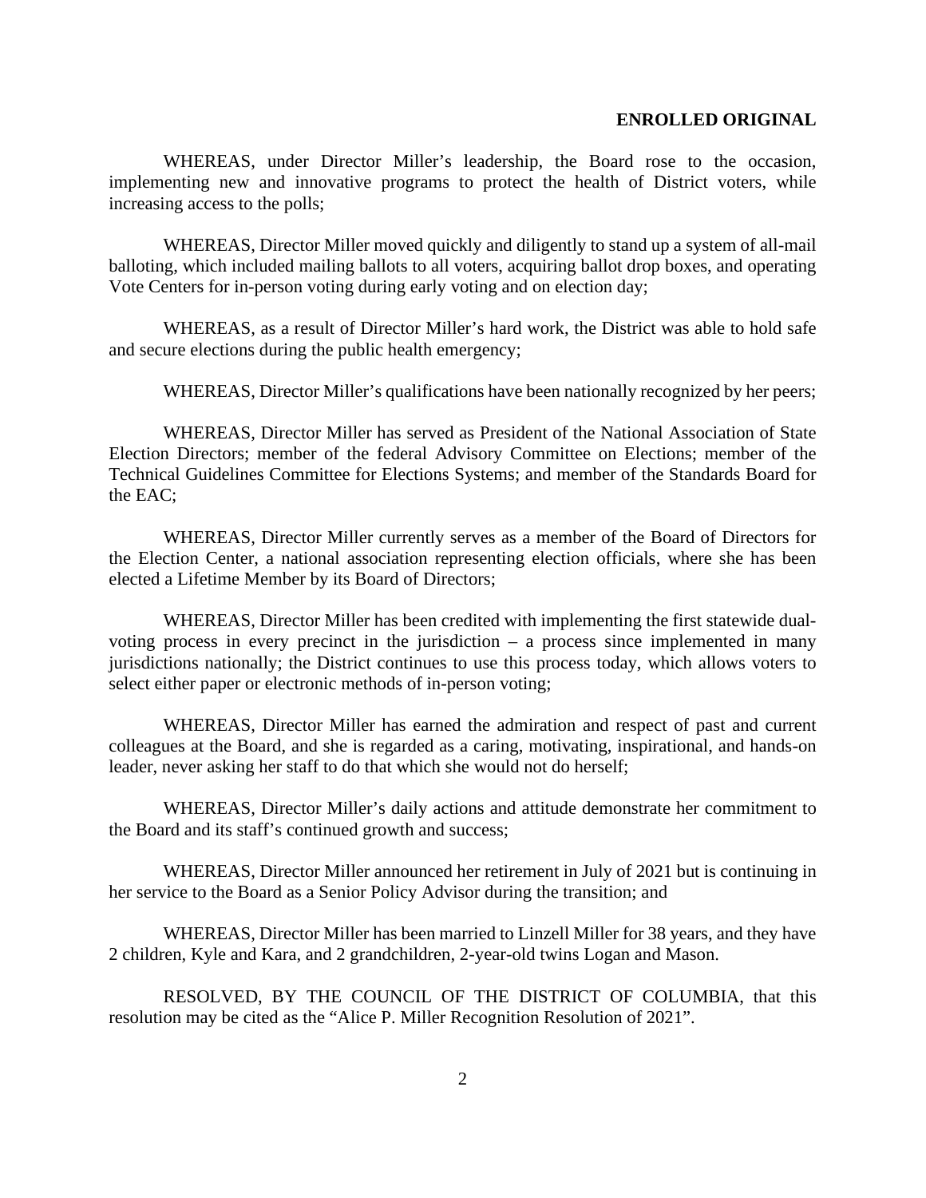**ENROLLED ORIGINAL**

WHEREAS, under Director Miller's leadership, the Board rose to the occasion, implementing new and innovative programs to protect the health of District voters, while increasing access to the polls;

WHEREAS, Director Miller moved quickly and diligently to stand up a system of all-mail balloting, which included mailing ballots to all voters, acquiring ballot drop boxes, and operating Vote Centers for in-person voting during early voting and on election day;

WHEREAS, as a result of Director Miller's hard work, the District was able to hold safe and secure elections during the public health emergency;

WHEREAS, Director Miller's qualifications have been nationally recognized by her peers;

WHEREAS, Director Miller has served as President of the National Association of State Election Directors; member of the federal Advisory Committee on Elections; member of the Technical Guidelines Committee for Elections Systems; and member of the Standards Board for the EAC;

WHEREAS, Director Miller currently serves as a member of the Board of Directors for the Election Center, a national association representing election officials, where she has been elected a Lifetime Member by its Board of Directors;

WHEREAS, Director Miller has been credited with implementing the first statewide dual-voting process in every precinct in the jurisdiction – a process since implemented in many jurisdictions nationally; the District continues to use this process today, which allows voters to select either paper or electronic methods of in-person voting;

WHEREAS, Director Miller has earned the admiration and respect of past and current colleagues at the Board, and she is regarded as a caring, motivating, inspirational, and hands-on leader, never asking her staff to do that which she would not do herself;

WHEREAS, Director Miller's daily actions and attitude demonstrate her commitment to the Board and its staff's continued growth and success;

WHEREAS, Director Miller announced her retirement in July of 2021 but is continuing in her service to the Board as a Senior Policy Advisor during the transition; and

WHEREAS, Director Miller has been married to Linzell Miller for 38 years, and they have 2 children, Kyle and Kara, and 2 grandchildren, 2-year-old twins Logan and Mason.

RESOLVED, BY THE COUNCIL OF THE DISTRICT OF COLUMBIA, that this resolution may be cited as the "Alice P. Miller Recognition Resolution of 2021".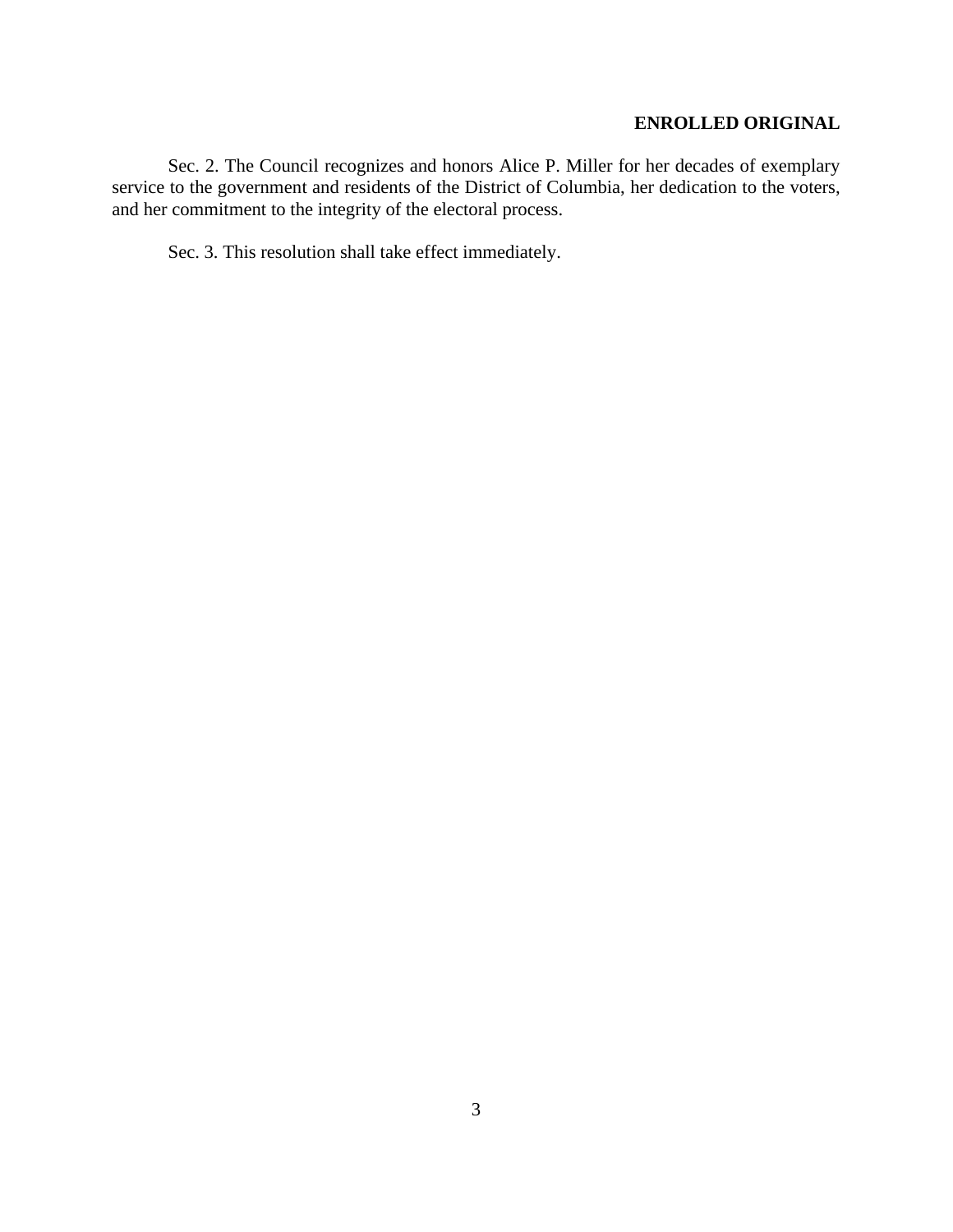**ENROLLED ORIGINAL**

Sec. 2. The Council recognizes and honors Alice P. Miller for her decades of exemplary service to the government and residents of the District of Columbia, her dedication to the voters, and her commitment to the integrity of the electoral process.

Sec. 3. This resolution shall take effect immediately.